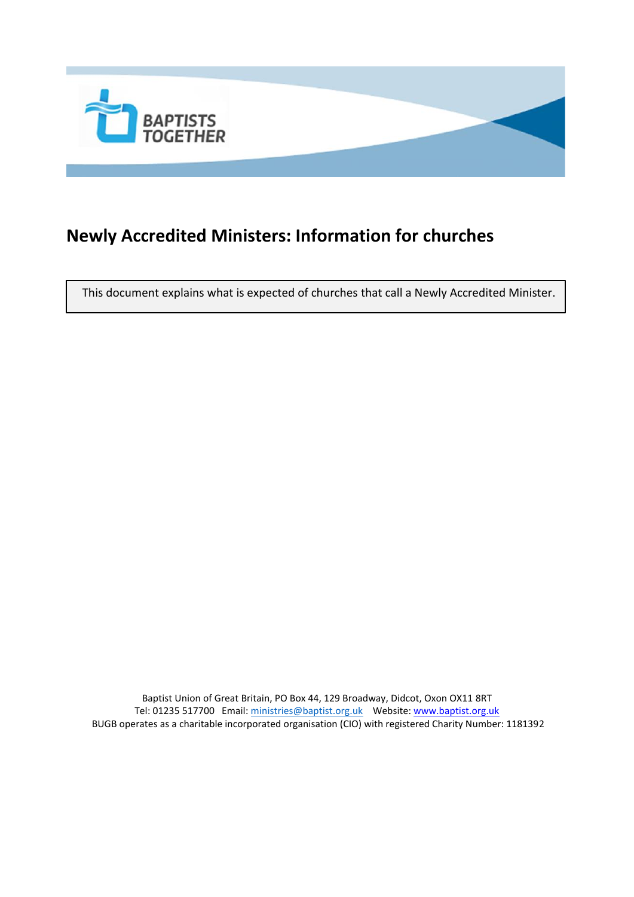# Newly Accredited Ministers: Information for churches

This document explains what is expected of churches that call a Newly Accredited Minister.

Baptist Union of Great Britain, PO Box 44, 129 Broadway, Didcot, Oxon OX11 8RT
Tel: 01235 517700 Email: ministries@baptist.org.uk Website: www.baptist.org.uk
BUGB operates as a charitable incorporated organisation (CIO) with registered Charity Number: 1181392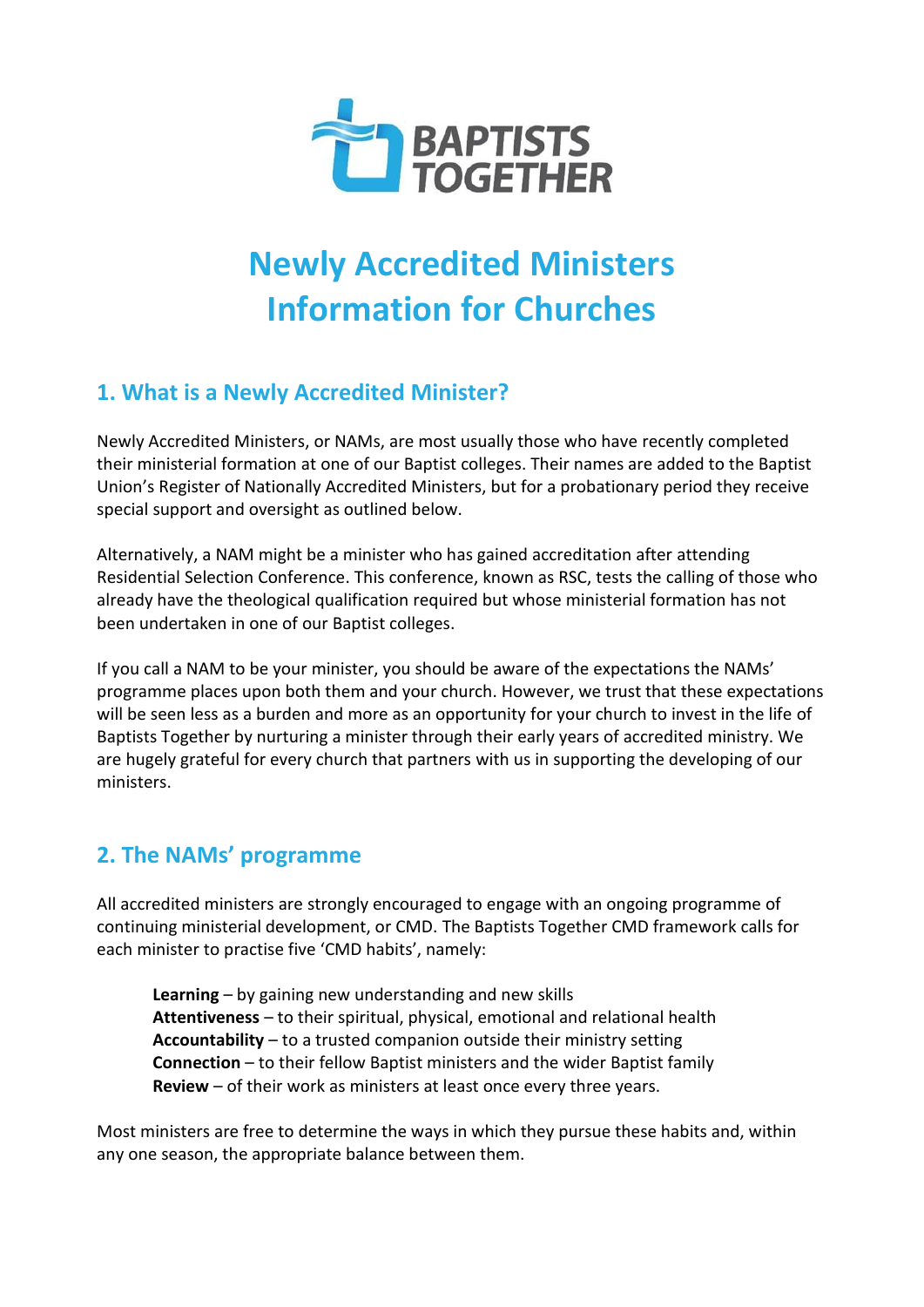# Newly Accredited Ministers Information for Churches

## 1. What is a Newly Accredited Minister?

Newly Accredited Ministers, or NAMs, are most usually those who have recently completed their ministerial formation at one of our Baptist colleges. Their names are added to the Baptist Union's Register of Nationally Accredited Ministers, but for a probationary period they receive special support and oversight as outlined below.

Alternatively, a NAM might be a minister who has gained accreditation after attending Residential Selection Conference. This conference, known as RSC, tests the calling of those who already have the theological qualification required but whose ministerial formation has not been undertaken in one of our Baptist colleges.

If you call a NAM to be your minister, you should be aware of the expectations the NAMs' programme places upon both them and your church. However, we trust that these expectations will be seen less as a burden and more as an opportunity for your church to invest in the life of Baptists Together by nurturing a minister through their early years of accredited ministry. We are hugely grateful for every church that partners with us in supporting the developing of our ministers.

## 2. The NAMs' programme

All accredited ministers are strongly encouraged to engage with an ongoing programme of continuing ministerial development, or CMD. The Baptists Together CMD framework calls for each minister to practise five 'CMD habits', namely:

> **Learning** – by gaining new understanding and new skills
> **Attentiveness** – to their spiritual, physical, emotional and relational health
> **Accountability** – to a trusted companion outside their ministry setting
> **Connection** – to their fellow Baptist ministers and the wider Baptist family
> **Review** – of their work as ministers at least once every three years.

Most ministers are free to determine the ways in which they pursue these habits and, within any one season, the appropriate balance between them.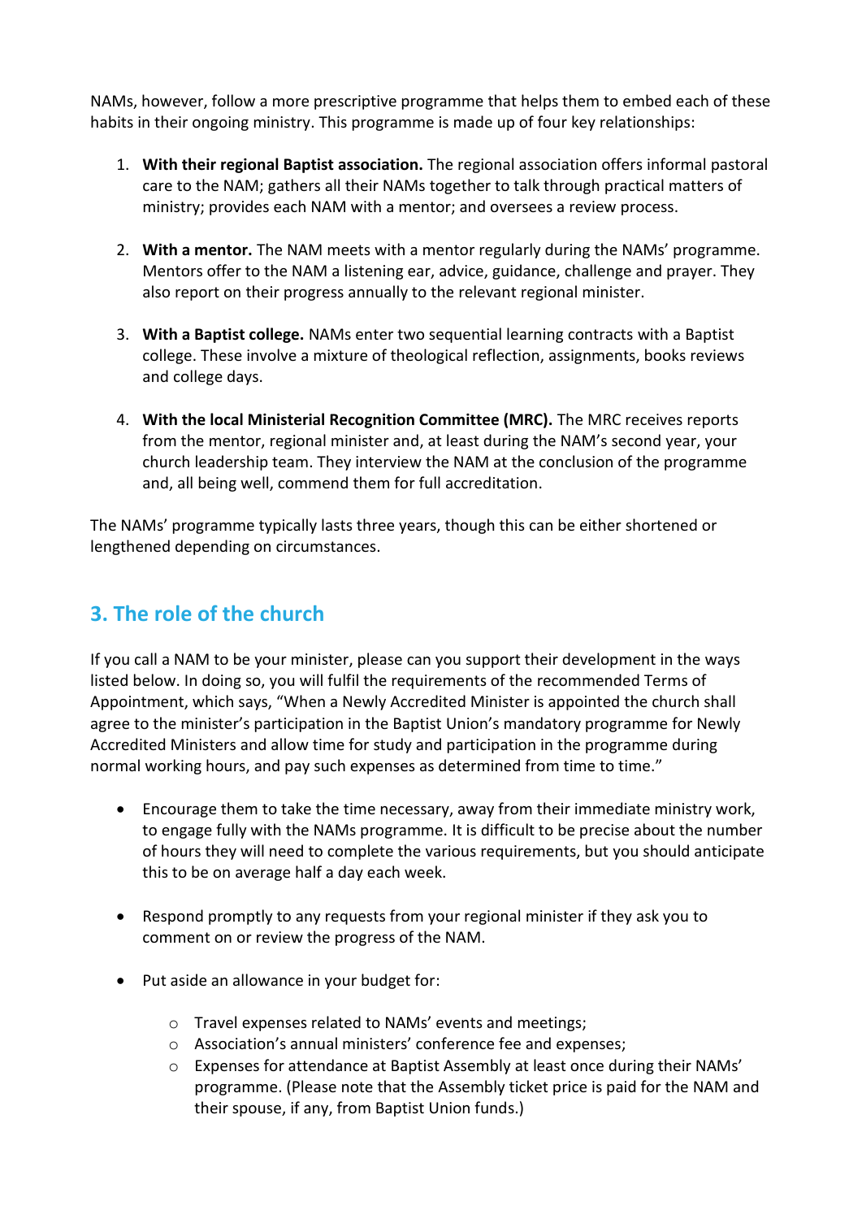NAMs, however, follow a more prescriptive programme that helps them to embed each of these habits in their ongoing ministry. This programme is made up of four key relationships:

1. **With their regional Baptist association.** The regional association offers informal pastoral care to the NAM; gathers all their NAMs together to talk through practical matters of ministry; provides each NAM with a mentor; and oversees a review process.

2. **With a mentor.** The NAM meets with a mentor regularly during the NAMs' programme. Mentors offer to the NAM a listening ear, advice, guidance, challenge and prayer. They also report on their progress annually to the relevant regional minister.

3. **With a Baptist college.** NAMs enter two sequential learning contracts with a Baptist college. These involve a mixture of theological reflection, assignments, books reviews and college days.

4. **With the local Ministerial Recognition Committee (MRC).** The MRC receives reports from the mentor, regional minister and, at least during the NAM's second year, your church leadership team. They interview the NAM at the conclusion of the programme and, all being well, commend them for full accreditation.

The NAMs' programme typically lasts three years, though this can be either shortened or lengthened depending on circumstances.

## 3. The role of the church

If you call a NAM to be your minister, please can you support their development in the ways listed below. In doing so, you will fulfil the requirements of the recommended Terms of Appointment, which says, "When a Newly Accredited Minister is appointed the church shall agree to the minister's participation in the Baptist Union's mandatory programme for Newly Accredited Ministers and allow time for study and participation in the programme during normal working hours, and pay such expenses as determined from time to time."

- Encourage them to take the time necessary, away from their immediate ministry work, to engage fully with the NAMs programme. It is difficult to be precise about the number of hours they will need to complete the various requirements, but you should anticipate this to be on average half a day each week.

- Respond promptly to any requests from your regional minister if they ask you to comment on or review the progress of the NAM.

- Put aside an allowance in your budget for:
    - Travel expenses related to NAMs' events and meetings;
    - Association's annual ministers' conference fee and expenses;
    - Expenses for attendance at Baptist Assembly at least once during their NAMs' programme. (Please note that the Assembly ticket price is paid for the NAM and their spouse, if any, from Baptist Union funds.)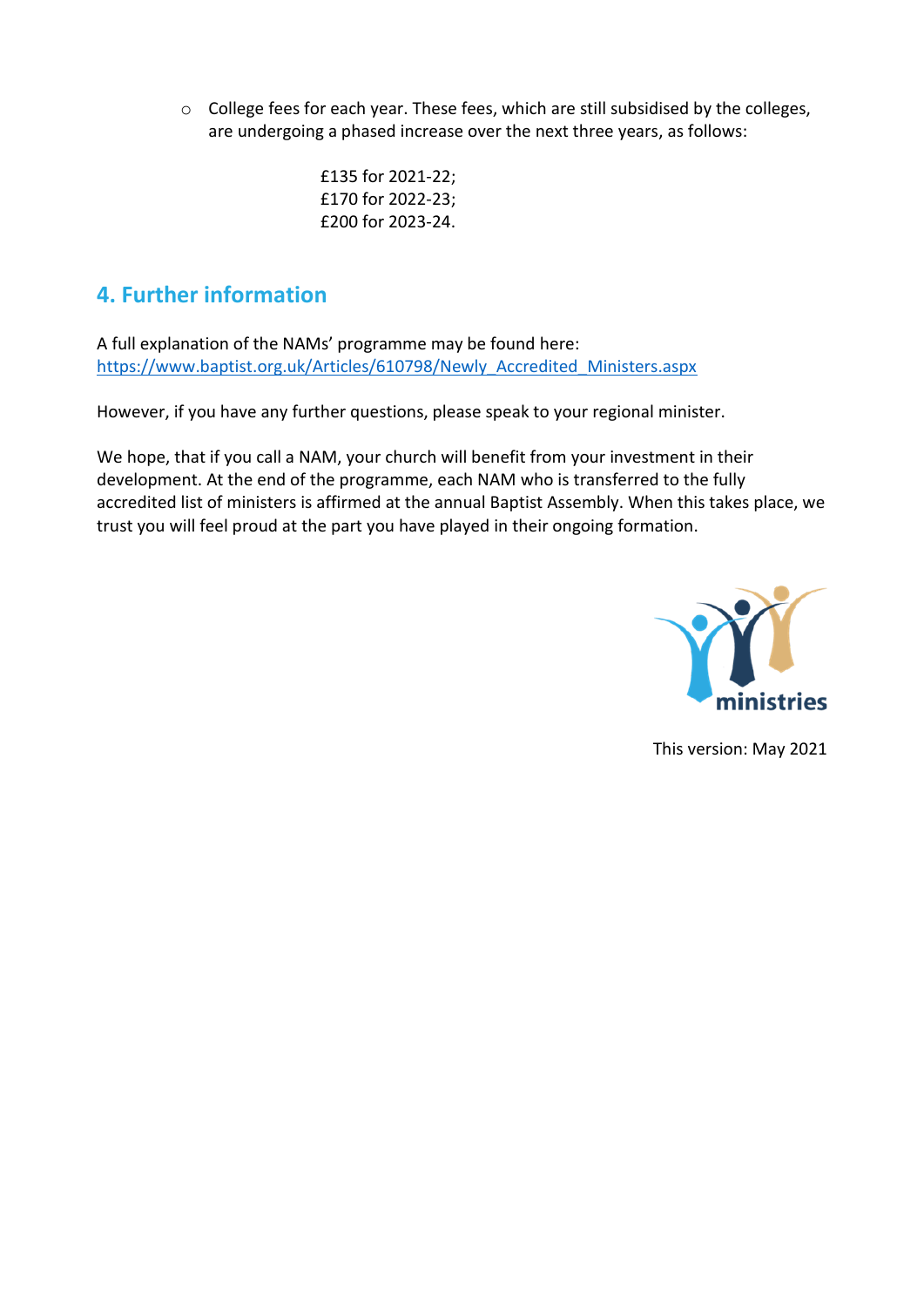- College fees for each year. These fees, which are still subsidised by the colleges, are undergoing a phased increase over the next three years, as follows:

  £135 for 2021-22;
  £170 for 2022-23;
  £200 for 2023-24.

## 4. Further information

A full explanation of the NAMs' programme may be found here: https://www.baptist.org.uk/Articles/610798/Newly_Accredited_Ministers.aspx

However, if you have any further questions, please speak to your regional minister.

We hope, that if you call a NAM, your church will benefit from your investment in their development. At the end of the programme, each NAM who is transferred to the fully accredited list of ministers is affirmed at the annual Baptist Assembly. When this takes place, we trust you will feel proud at the part you have played in their ongoing formation.

ministries

This version: May 2021